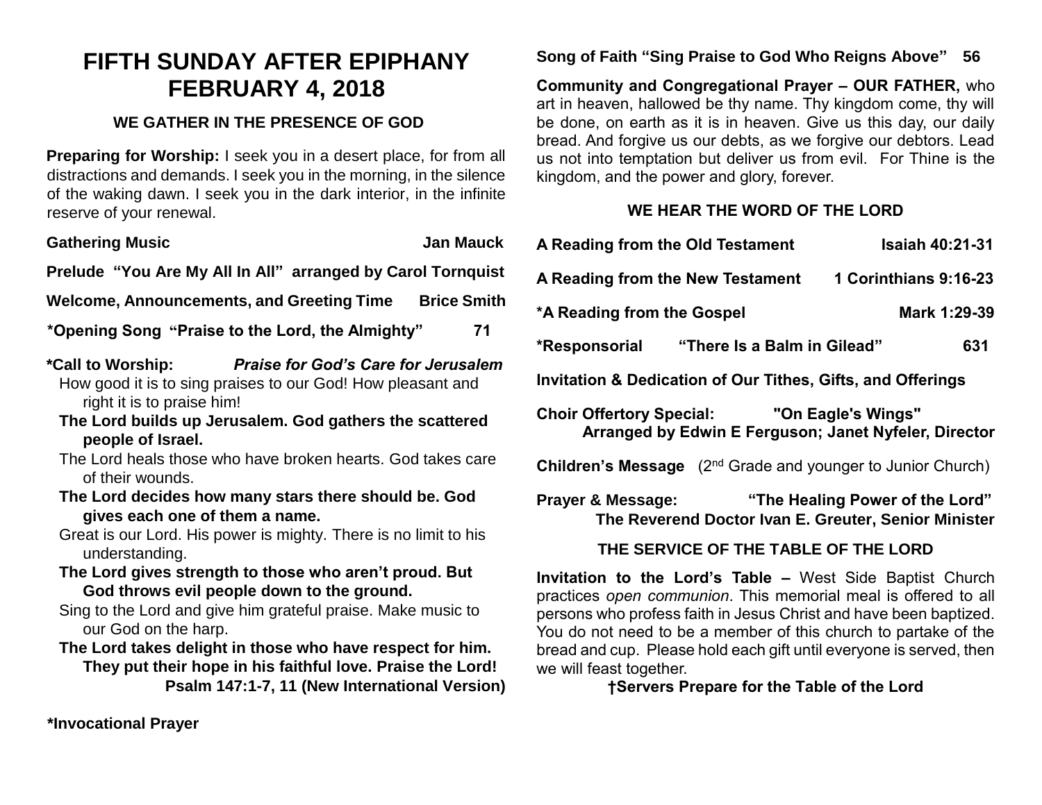# FIFTH SUNDAY AFTER EPIPHANY
# FEBRUARY 4, 2018

### WE GATHER IN THE PRESENCE OF GOD

**Preparing for Worship:** I seek you in a desert place, for from all distractions and demands. I seek you in the morning, in the silence of the waking dawn. I seek you in the dark interior, in the infinite reserve of your renewal.

**Gathering Music** **Jan Mauck**

**Prelude "You Are My All In All" arranged by Carol Tornquist**

**Welcome, Announcements, and Greeting Time** **Brice Smith**

**\*Opening Song "Praise to the Lord, the Almighty"** **71**

**\*Call to Worship:** ***Praise for God's Care for Jerusalem***

How good it is to sing praises to our God! How pleasant and right it is to praise him!

**The Lord builds up Jerusalem. God gathers the scattered people of Israel.**

The Lord heals those who have broken hearts. God takes care of their wounds.

**The Lord decides how many stars there should be. God gives each one of them a name.**

Great is our Lord. His power is mighty. There is no limit to his understanding.

**The Lord gives strength to those who aren't proud. But God throws evil people down to the ground.**

Sing to the Lord and give him grateful praise. Make music to our God on the harp.

**The Lord takes delight in those who have respect for him. They put their hope in his faithful love. Praise the Lord!**

**Psalm 147:1-7, 11 (New International Version)**

**\*Invocational Prayer**

**Song of Faith "Sing Praise to God Who Reigns Above" 56**

**Community and Congregational Prayer – OUR FATHER,** who art in heaven, hallowed be thy name. Thy kingdom come, thy will be done, on earth as it is in heaven. Give us this day, our daily bread. And forgive us our debts, as we forgive our debtors. Lead us not into temptation but deliver us from evil. For Thine is the kingdom, and the power and glory, forever.

### WE HEAR THE WORD OF THE LORD

**A Reading from the Old Testament** **Isaiah 40:21-31**

**A Reading from the New Testament** **1 Corinthians 9:16-23**

**\*A Reading from the Gospel** **Mark 1:29-39**

**\*Responsorial "There Is a Balm in Gilead"** **631**

**Invitation & Dedication of Our Tithes, Gifts, and Offerings**

**Choir Offertory Special: "On Eagle's Wings"**
**Arranged by Edwin E Ferguson; Janet Nyfeler, Director**

**Children's Message** (2nd Grade and younger to Junior Church)

**Prayer & Message: "The Healing Power of the Lord"**
**The Reverend Doctor Ivan E. Greuter, Senior Minister**

### THE SERVICE OF THE TABLE OF THE LORD

**Invitation to the Lord's Table –** West Side Baptist Church practices *open communion*. This memorial meal is offered to all persons who profess faith in Jesus Christ and have been baptized. You do not need to be a member of this church to partake of the bread and cup. Please hold each gift until everyone is served, then we will feast together.

**†Servers Prepare for the Table of the Lord**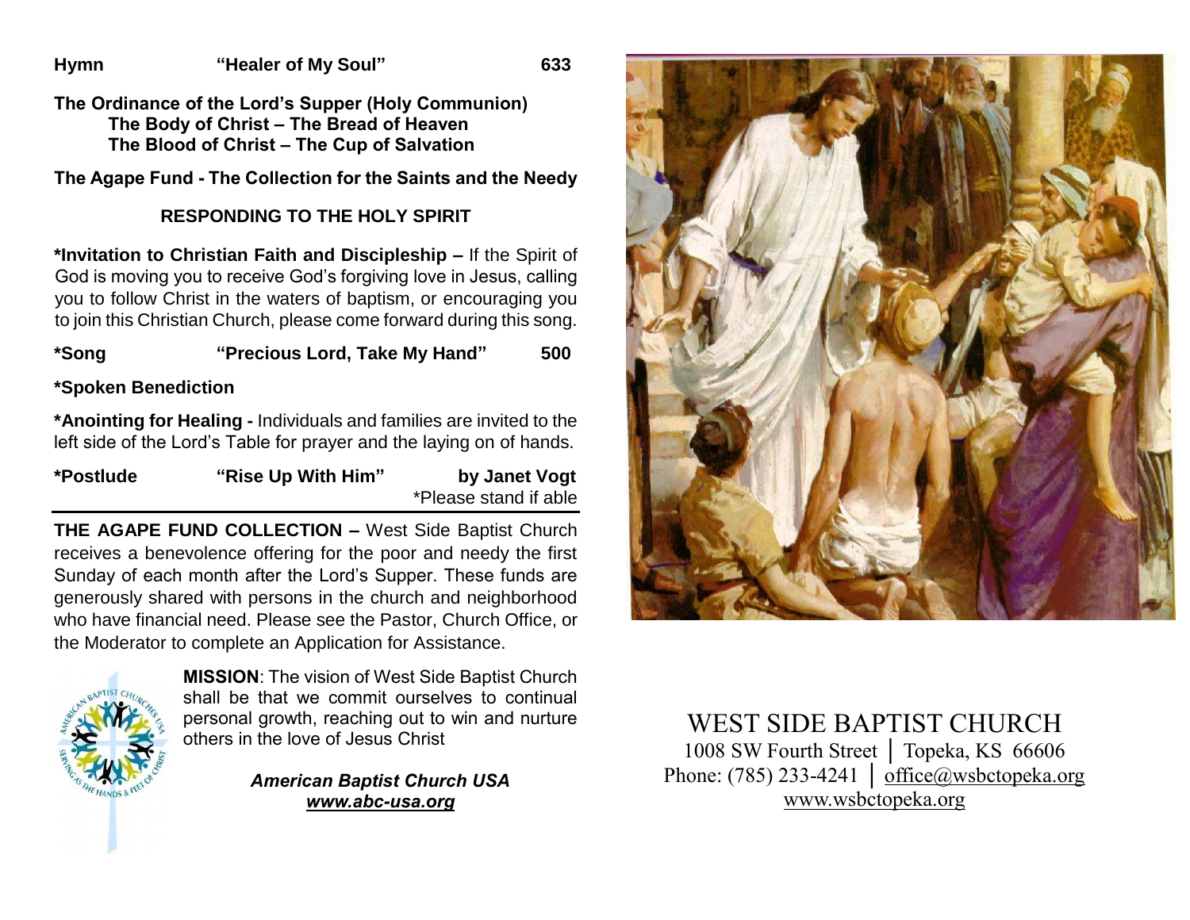**Hymn** **"Healer of My Soul"** **633**

**The Ordinance of the Lord's Supper (Holy Communion)**
**The Body of Christ – The Bread of Heaven**
**The Blood of Christ – The Cup of Salvation**

**The Agape Fund - The Collection for the Saints and the Needy**

**RESPONDING TO THE HOLY SPIRIT**

***Invitation to Christian Faith and Discipleship –** If the Spirit of God is moving you to receive God's forgiving love in Jesus, calling you to follow Christ in the waters of baptism, or encouraging you to join this Christian Church, please come forward during this song.

***Song** **"Precious Lord, Take My Hand"** **500**

***Spoken Benediction**

***Anointing for Healing -** Individuals and families are invited to the left side of the Lord's Table for prayer and the laying on of hands.

***Postlude** **"Rise Up With Him"** **by Janet Vogt**

*Please stand if able

---

**THE AGAPE FUND COLLECTION –** West Side Baptist Church receives a benevolence offering for the poor and needy the first Sunday of each month after the Lord's Supper. These funds are generously shared with persons in the church and neighborhood who have financial need. Please see the Pastor, Church Office, or the Moderator to complete an Application for Assistance.

**MISSION**: The vision of West Side Baptist Church shall be that we commit ourselves to continual personal growth, reaching out to win and nurture others in the love of Jesus Christ

***American Baptist Church USA***
***www.abc-usa.org***

# WEST SIDE BAPTIST CHURCH

1008 SW Fourth Street | Topeka, KS 66606
Phone: (785) 233-4241 | office@wsbctopeka.org
www.wsbctopeka.org